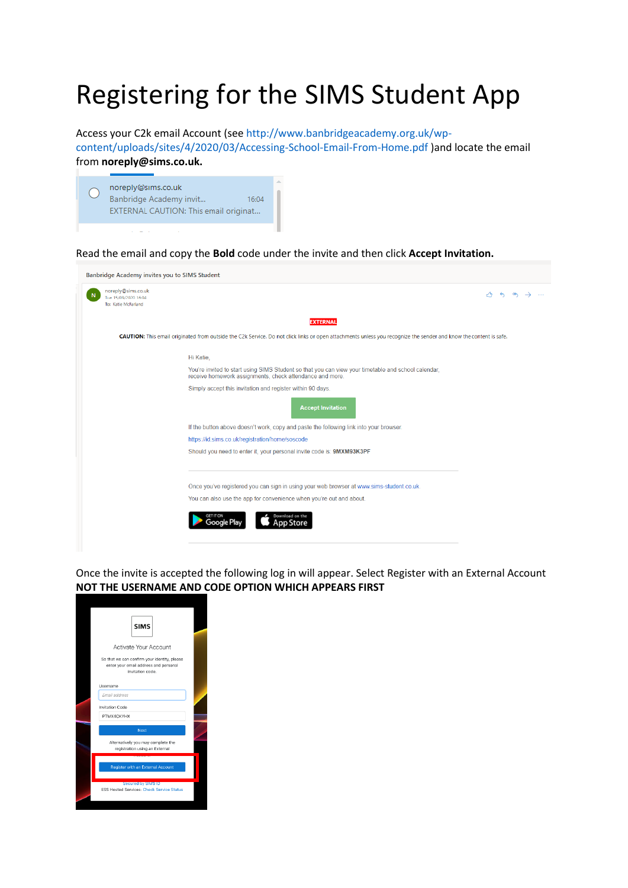# Registering for the SIMS Student App

Access your C2k email Account (see http://www.banbridgeacademy.org.uk/wp-content/uploads/sites/4/2020/03/Accessing-School-Email-From-Home.pdf )and locate the email from **noreply@sims.co.uk.**

Read the email and copy the **Bold** code under the invite and then click **Accept Invitation.**

Once the invite is accepted the following log in will appear. Select Register with an External Account **NOT THE USERNAME AND CODE OPTION WHICH APPEARS FIRST**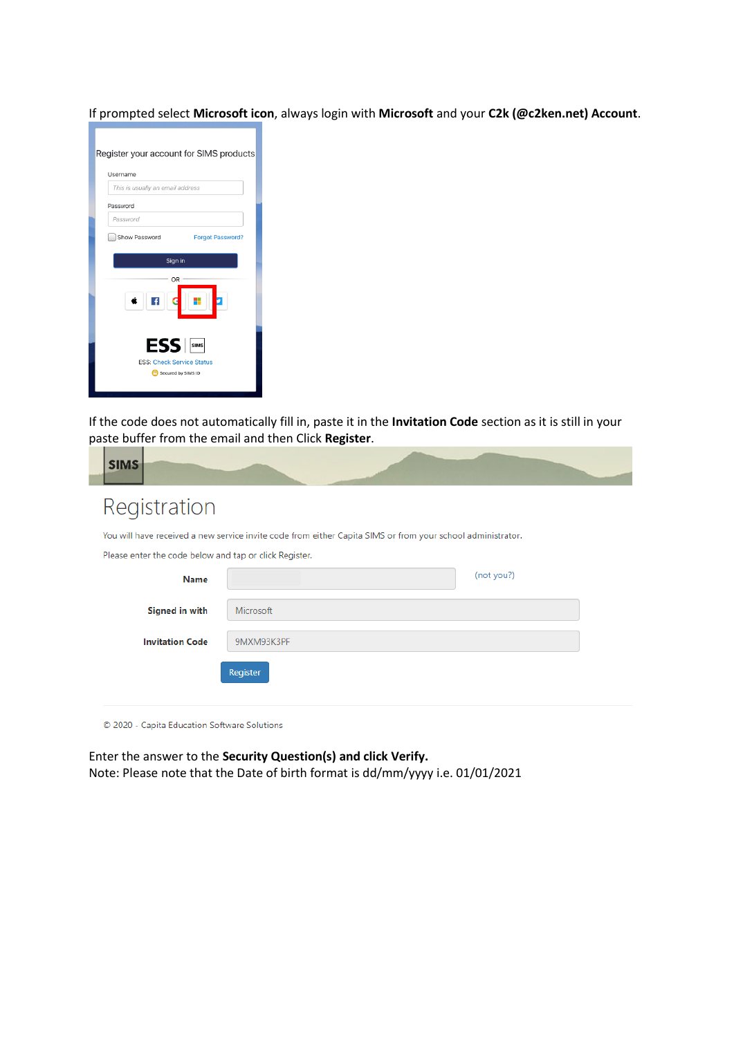If prompted select **Microsoft icon**, always login with **Microsoft** and your **C2k (@c2ken.net) Account**.

If the code does not automatically fill in, paste it in the **Invitation Code** section as it is still in your paste buffer from the email and then Click **Register**.

Enter the answer to the **Security Question(s) and click Verify.**
Note: Please note that the Date of birth format is dd/mm/yyyy i.e. 01/01/2021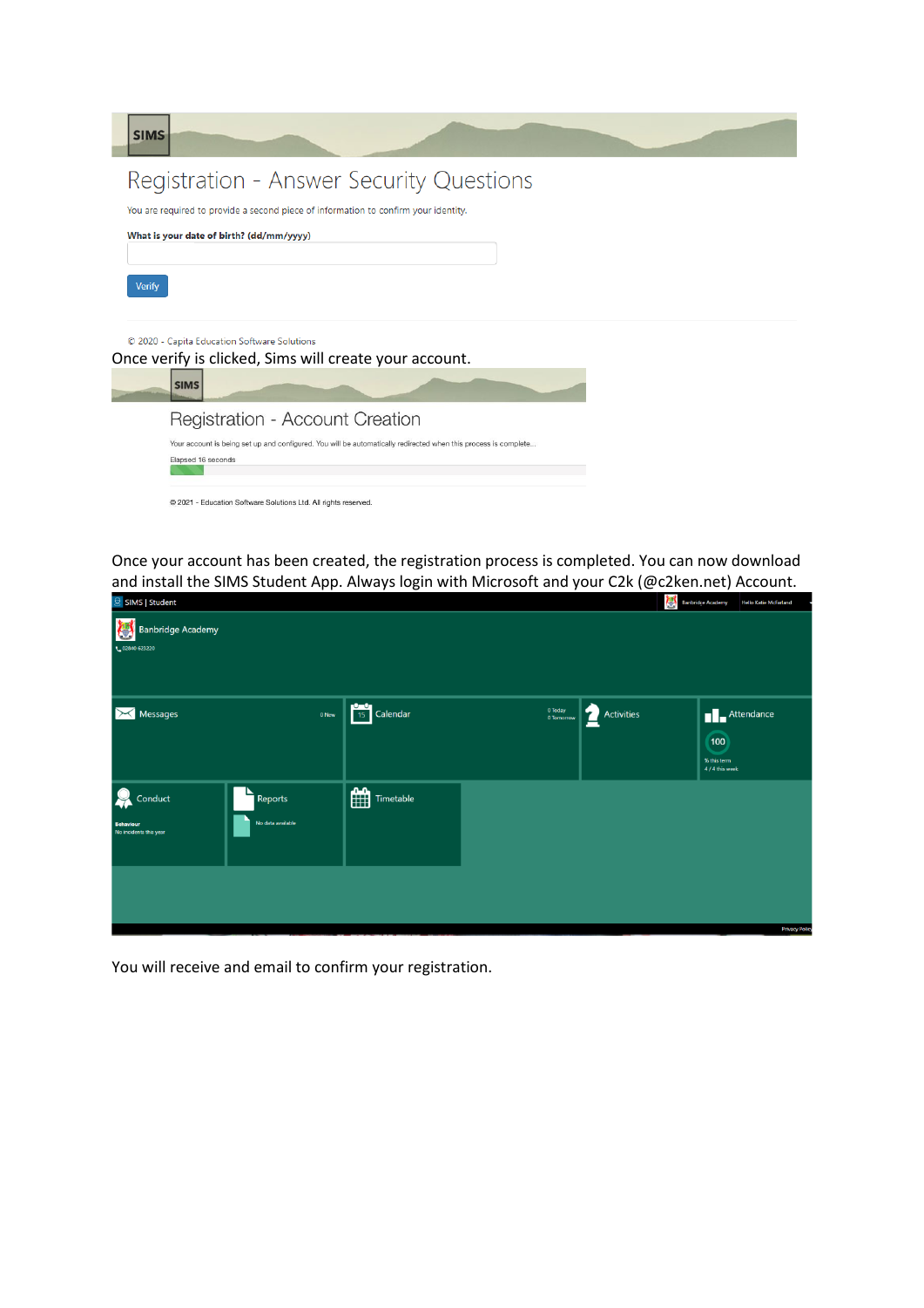SIMS

# Registration - Answer Security Questions

You are required to provide a second piece of information to confirm your identity.

**What is your date of birth? (dd/mm/yyyy)**

Verify

© 2020 - Capita Education Software Solutions

Once verify is clicked, Sims will create your account.

SIMS

# Registration - Account Creation

Your account is being set up and configured. You will be automatically redirected when this process is complete...

Elapsed 16 seconds

© 2021 - Education Software Solutions Ltd. All rights reserved.

Once your account has been created, the registration process is completed. You can now download and install the SIMS Student App. Always login with Microsoft and your C2k (@c2ken.net) Account.

SIMS | Student

Banbridge Academy

Messages | Calendar | Activities | Attendance | Conduct | Reports | Timetable

You will receive and email to confirm your registration.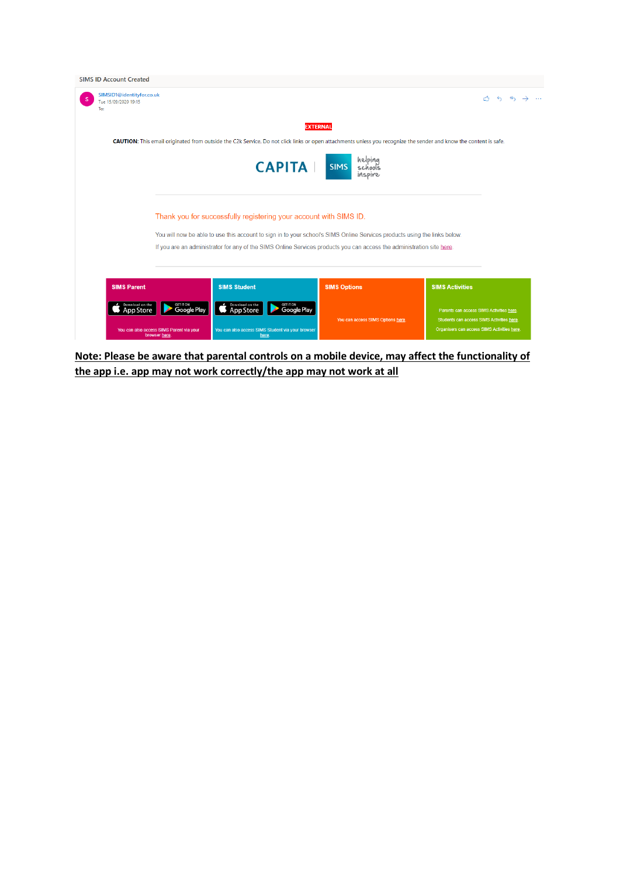SIMS ID Account Created

SIMSID1@identityfor.co.uk
Tue 15/09/2020 19:15
To:

EXTERNAL

**CAUTION:** This email originated from outside the C2k Service. Do not click links or open attachments unless you recognize the sender and know the content is safe.

CAPITA | SIMS helping schools inspire

Thank you for successfully registering your account with SIMS ID.

You will now be able to use this account to sign in to your school's SIMS Online Services products using the links below.

If you are an administrator for any of the SIMS Online Services products you can access the administration site here

**SIMS Parent**

Download on the App Store | GET IT ON Google Play

You can also access SIMS Parent via your browser here

**SIMS Student**

Download on the App Store | GET IT ON Google Play

You can also access SIMS Student via your browser here

**SIMS Options**

You can access SIMS Options here

**SIMS Activities**

Parents can access SIMS Activities here

Students can access SIMS Activities here

Organisers can access SIMS Activities here.

**Note: Please be aware that parental controls on a mobile device, may affect the functionality of the app i.e. app may not work correctly/the app may not work at all**